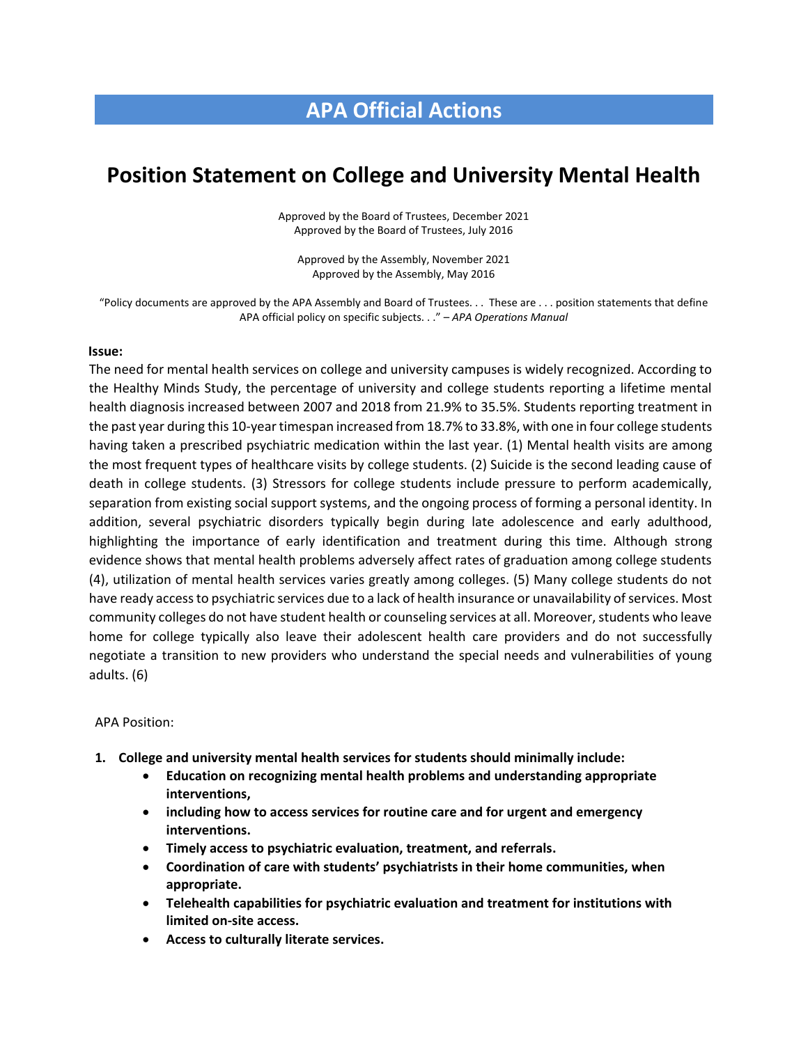# APA Official Actions

## Position Statement on College and University Mental Health

Approved by the Board of Trustees, December 2021
Approved by the Board of Trustees, July 2016

Approved by the Assembly, November 2021
Approved by the Assembly, May 2016

"Policy documents are approved by the APA Assembly and Board of Trustees. . . These are . . . position statements that define APA official policy on specific subjects. . ." – *APA Operations Manual*

**Issue:**

The need for mental health services on college and university campuses is widely recognized. According to the Healthy Minds Study, the percentage of university and college students reporting a lifetime mental health diagnosis increased between 2007 and 2018 from 21.9% to 35.5%. Students reporting treatment in the past year during this 10-year timespan increased from 18.7% to 33.8%, with one in four college students having taken a prescribed psychiatric medication within the last year. (1) Mental health visits are among the most frequent types of healthcare visits by college students. (2) Suicide is the second leading cause of death in college students. (3) Stressors for college students include pressure to perform academically, separation from existing social support systems, and the ongoing process of forming a personal identity. In addition, several psychiatric disorders typically begin during late adolescence and early adulthood, highlighting the importance of early identification and treatment during this time. Although strong evidence shows that mental health problems adversely affect rates of graduation among college students (4), utilization of mental health services varies greatly among colleges. (5) Many college students do not have ready access to psychiatric services due to a lack of health insurance or unavailability of services. Most community colleges do not have student health or counseling services at all. Moreover, students who leave home for college typically also leave their adolescent health care providers and do not successfully negotiate a transition to new providers who understand the special needs and vulnerabilities of young adults. (6)

APA Position:

1. **College and university mental health services for students should minimally include:**
    - **Education on recognizing mental health problems and understanding appropriate interventions,**
    - **including how to access services for routine care and for urgent and emergency interventions.**
    - **Timely access to psychiatric evaluation, treatment, and referrals.**
    - **Coordination of care with students' psychiatrists in their home communities, when appropriate.**
    - **Telehealth capabilities for psychiatric evaluation and treatment for institutions with limited on-site access.**
    - **Access to culturally literate services.**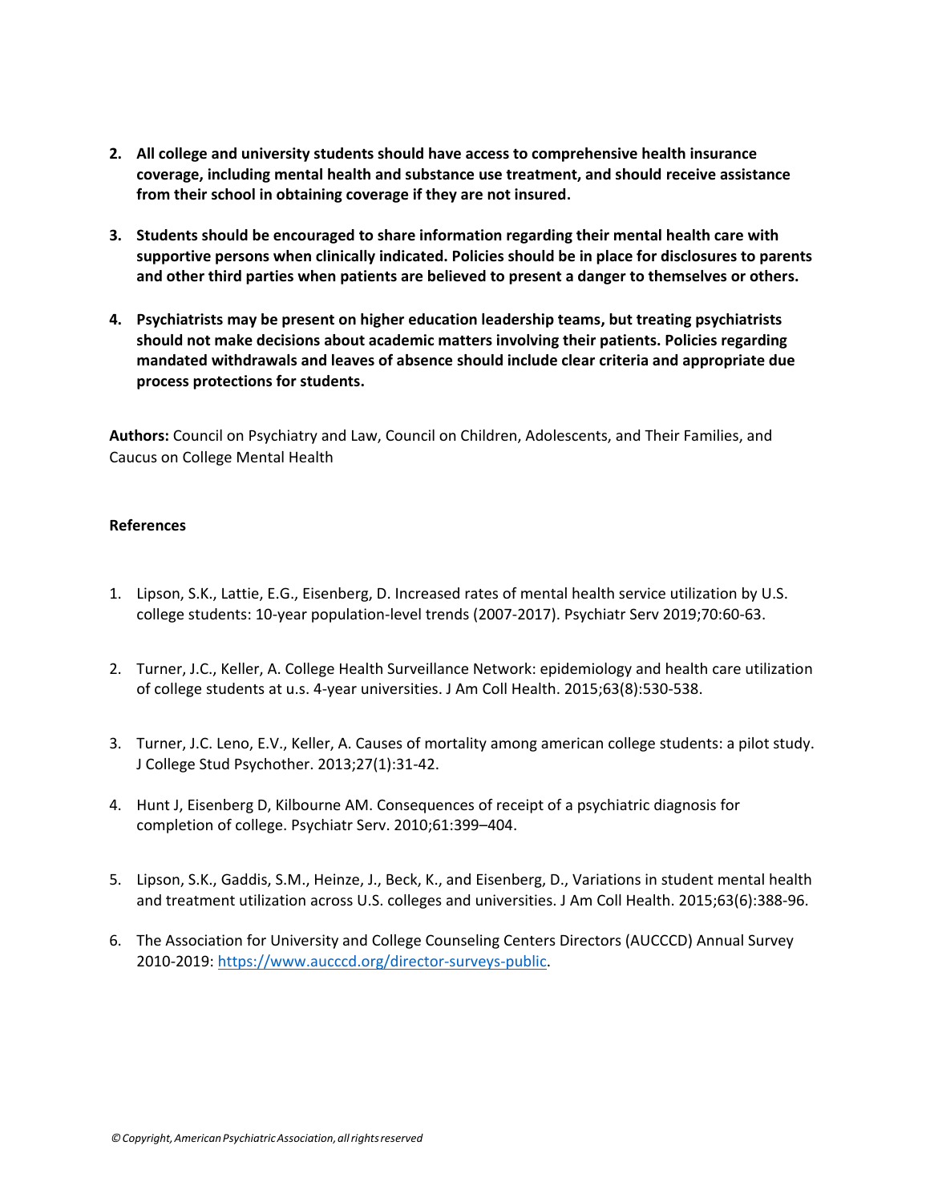2. **All college and university students should have access to comprehensive health insurance coverage, including mental health and substance use treatment, and should receive assistance from their school in obtaining coverage if they are not insured.**

3. **Students should be encouraged to share information regarding their mental health care with supportive persons when clinically indicated. Policies should be in place for disclosures to parents and other third parties when patients are believed to present a danger to themselves or others.**

4. **Psychiatrists may be present on higher education leadership teams, but treating psychiatrists should not make decisions about academic matters involving their patients. Policies regarding mandated withdrawals and leaves of absence should include clear criteria and appropriate due process protections for students.**

**Authors:** Council on Psychiatry and Law, Council on Children, Adolescents, and Their Families, and Caucus on College Mental Health

**References**

1. Lipson, S.K., Lattie, E.G., Eisenberg, D. Increased rates of mental health service utilization by U.S. college students: 10-year population-level trends (2007-2017). Psychiatr Serv 2019;70:60-63.

2. Turner, J.C., Keller, A. College Health Surveillance Network: epidemiology and health care utilization of college students at u.s. 4-year universities. J Am Coll Health. 2015;63(8):530-538.

3. Turner, J.C. Leno, E.V., Keller, A. Causes of mortality among american college students: a pilot study. J College Stud Psychother. 2013;27(1):31-42.

4. Hunt J, Eisenberg D, Kilbourne AM. Consequences of receipt of a psychiatric diagnosis for completion of college. Psychiatr Serv. 2010;61:399–404.

5. Lipson, S.K., Gaddis, S.M., Heinze, J., Beck, K., and Eisenberg, D., Variations in student mental health and treatment utilization across U.S. colleges and universities. J Am Coll Health. 2015;63(6):388-96.

6. The Association for University and College Counseling Centers Directors (AUCCCD) Annual Survey 2010-2019: https://www.aucccd.org/director-surveys-public.

*© Copyright, American Psychiatric Association, all rights reserved*